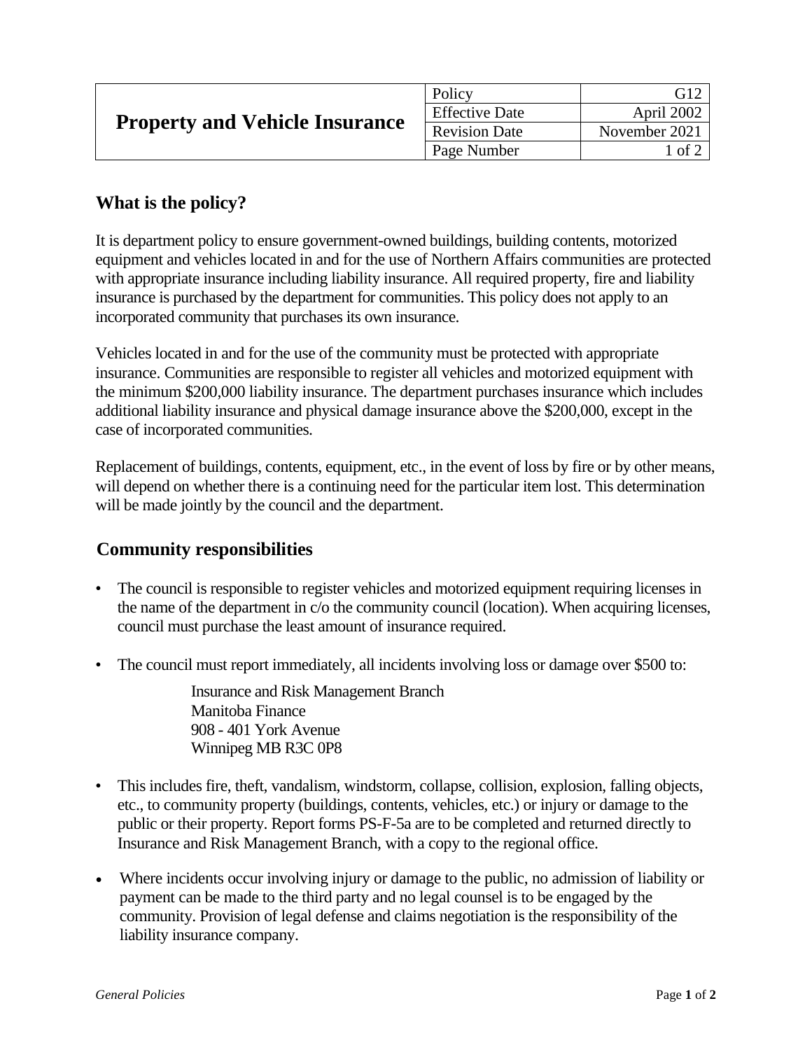| Property and Vehicle Insurance | Policy | G12 |
| --- | --- | --- |
| | Effective Date | April 2002 |
| | Revision Date | November 2021 |
| | Page Number | 1 of 2 |

## What is the policy?

It is department policy to ensure government-owned buildings, building contents, motorized equipment and vehicles located in and for the use of Northern Affairs communities are protected with appropriate insurance including liability insurance. All required property, fire and liability insurance is purchased by the department for communities. This policy does not apply to an incorporated community that purchases its own insurance.

Vehicles located in and for the use of the community must be protected with appropriate insurance. Communities are responsible to register all vehicles and motorized equipment with the minimum $200,000 liability insurance. The department purchases insurance which includes additional liability insurance and physical damage insurance above the $200,000, except in the case of incorporated communities.

Replacement of buildings, contents, equipment, etc., in the event of loss by fire or by other means, will depend on whether there is a continuing need for the particular item lost. This determination will be made jointly by the council and the department.

## Community responsibilities

- The council is responsible to register vehicles and motorized equipment requiring licenses in the name of the department in c/o the community council (location). When acquiring licenses, council must purchase the least amount of insurance required.
- The council must report immediately, all incidents involving loss or damage over $500 to:

  Insurance and Risk Management Branch
  Manitoba Finance
  908 - 401 York Avenue
  Winnipeg MB R3C 0P8

- This includes fire, theft, vandalism, windstorm, collapse, collision, explosion, falling objects, etc., to community property (buildings, contents, vehicles, etc.) or injury or damage to the public or their property. Report forms PS-F-5a are to be completed and returned directly to Insurance and Risk Management Branch, with a copy to the regional office.
- Where incidents occur involving injury or damage to the public, no admission of liability or payment can be made to the third party and no legal counsel is to be engaged by the community. Provision of legal defense and claims negotiation is the responsibility of the liability insurance company.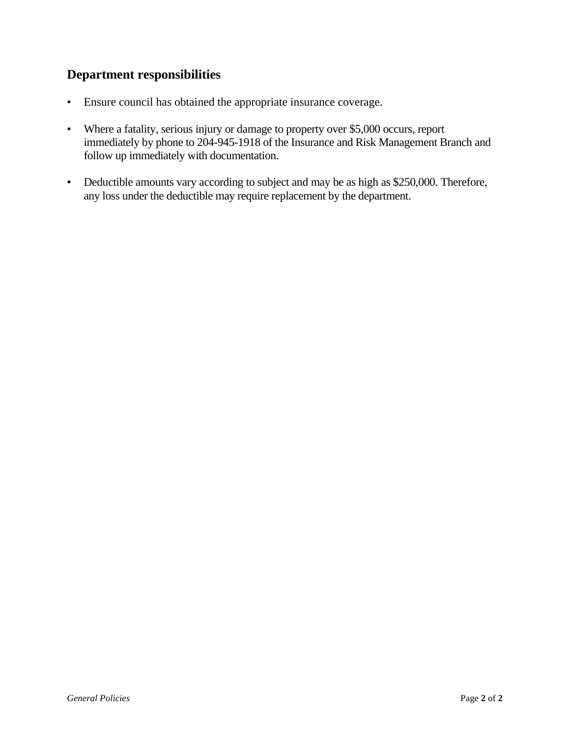## Department responsibilities

- Ensure council has obtained the appropriate insurance coverage.
- Where a fatality, serious injury or damage to property over $5,000 occurs, report immediately by phone to 204-945-1918 of the Insurance and Risk Management Branch and follow up immediately with documentation.
- Deductible amounts vary according to subject and may be as high as $250,000. Therefore, any loss under the deductible may require replacement by the department.